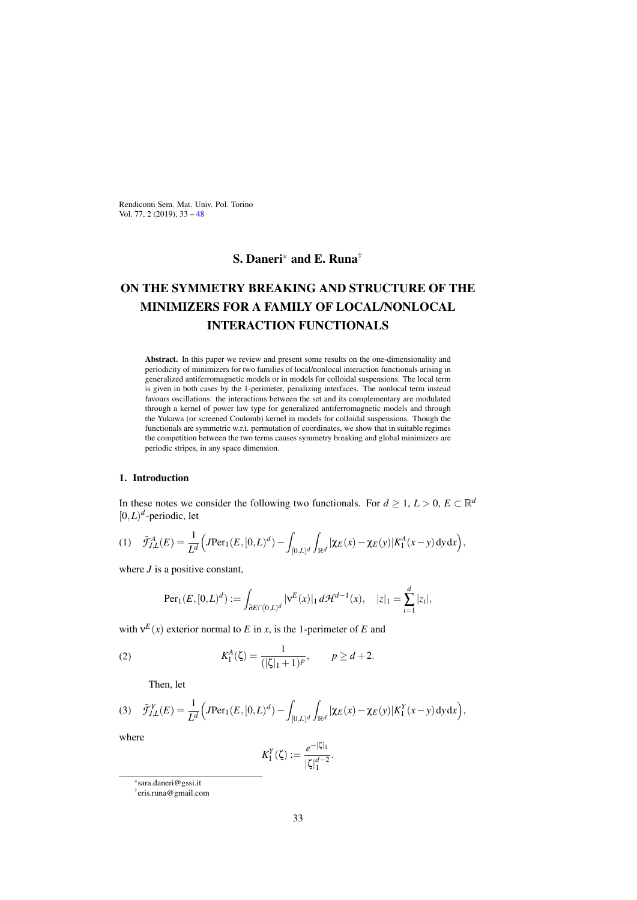S. Daneri[*] and E. Runa[†]

# ON THE SYMMETRY BREAKING AND STRUCTURE OF THE MINIMIZERS FOR A FAMILY OF LOCAL/NONLOCAL INTERACTION FUNCTIONALS

**Abstract.** In this paper we review and present some results on the one-dimensionality and periodicity of minimizers for two families of local/nonlocal interaction functionals arising in generalized antiferromagnetic models or in models for colloidal suspensions. The local term is given in both cases by the 1-perimeter, penalizing interfaces. The nonlocal term instead favours oscillations: the interactions between the set and its complementary are modulated through a kernel of power law type for generalized antiferromagnetic models and through the Yukawa (or screened Coulomb) kernel in models for colloidal suspensions. Though the functionals are symmetric w.r.t. permutation of coordinates, we show that in suitable regimes the competition between the two terms causes symmetry breaking and global minimizers are periodic stripes, in any space dimension.

## 1. Introduction

In these notes we consider the following two functionals. For $d \geq 1$, $L > 0$, $E \subset \mathbb{R}^d$ $[0,L)^d$-periodic, let

$$(1) \quad \tilde{\mathcal{F}}^A_{J,L}(E) = \frac{1}{L^d}\Big(J\mathrm{Per}_1(E,[0,L)^d) - \int_{[0,L)^d}\int_{\mathbb{R}^d} |\chi_E(x) - \chi_E(y)| K^A_1(x-y)\,\mathrm{d}y\,\mathrm{d}x\Big),$$

where $J$ is a positive constant,

$$\mathrm{Per}_1(E,[0,L)^d) := \int_{\partial E \cap [0,L)^d} |\nu^E(x)|_1 \, d\mathcal{H}^{d-1}(x), \quad |z|_1 = \sum_{i=1}^d |z_i|,$$

with $\nu^E(x)$ exterior normal to $E$ in $x$, is the 1-perimeter of $E$ and

$$(2) \qquad K^A_1(\zeta) = \frac{1}{(|\zeta|_1 + 1)^p}, \qquad p \geq d+2.$$

Then, let

$$(3) \quad \tilde{\mathcal{F}}^Y_{J,L}(E) = \frac{1}{L^d}\Big(J\mathrm{Per}_1(E,[0,L)^d) - \int_{[0,L)^d}\int_{\mathbb{R}^d} |\chi_E(x) - \chi_E(y)| K^Y_1(x-y)\,\mathrm{d}y\,\mathrm{d}x\Big),$$

where

$$K^Y_1(\zeta) := \frac{e^{-|\zeta|_1}}{|\zeta|_1^{d-2}}.$$

[*] sara.daneri@gssi.it

[†] eris.runa@gmail.com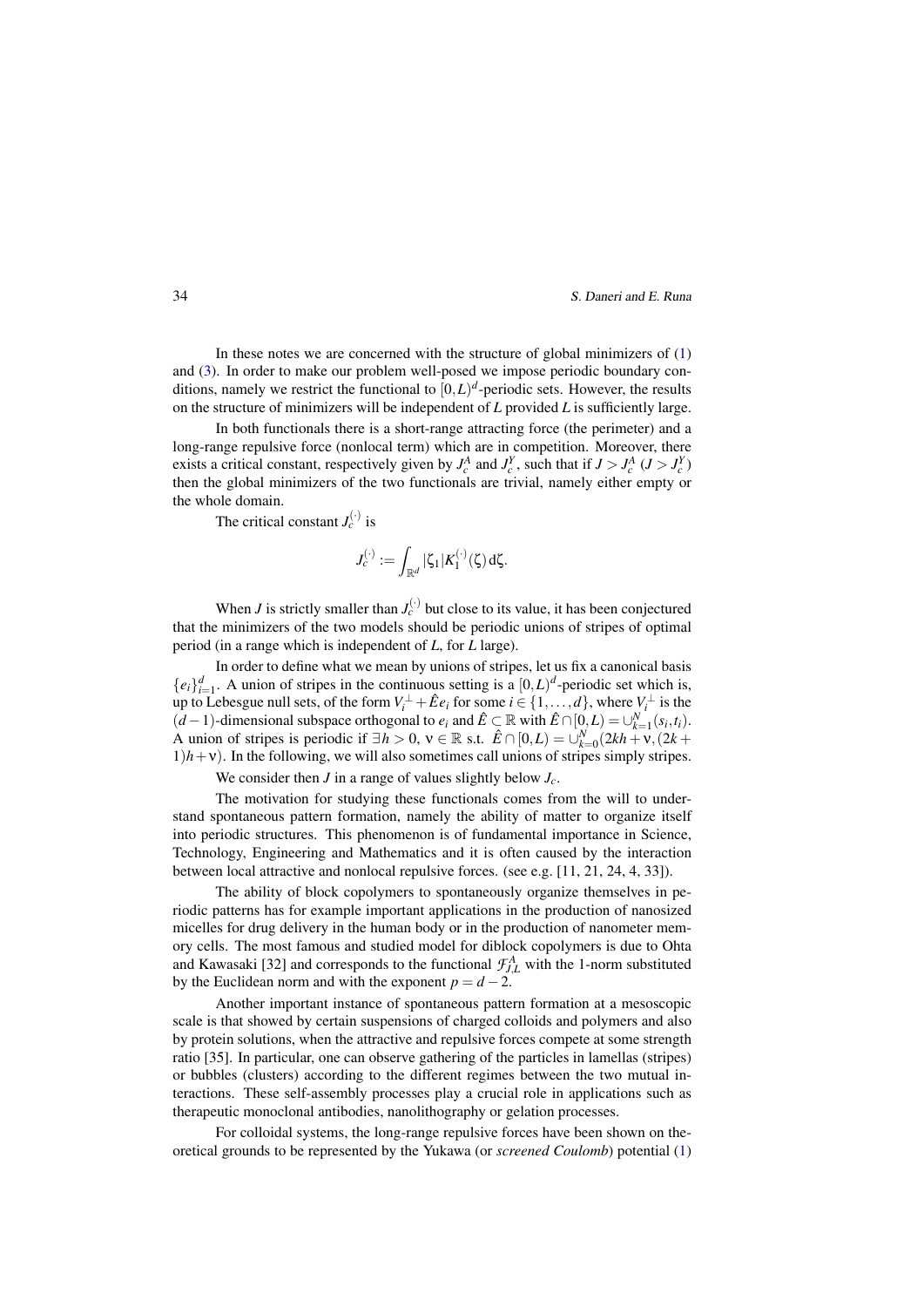In these notes we are concerned with the structure of global minimizers of (1) and (3). In order to make our problem well-posed we impose periodic boundary conditions, namely we restrict the functional to $[0,L)^d$-periodic sets. However, the results on the structure of minimizers will be independent of $L$ provided $L$ is sufficiently large.

In both functionals there is a short-range attracting force (the perimeter) and a long-range repulsive force (nonlocal term) which are in competition. Moreover, there exists a critical constant, respectively given by $J_c^A$ and $J_c^Y$, such that if $J > J_c^A$ ($J > J_c^Y$) then the global minimizers of the two functionals are trivial, namely either empty or the whole domain.

The critical constant $J_c^{(\cdot)}$ is

$$J_c^{(\cdot)} := \int_{\mathbb{R}^d} |\zeta_1| K_1^{(\cdot)}(\zeta)\,\mathrm{d}\zeta.$$

When $J$ is strictly smaller than $J_c^{(\cdot)}$ but close to its value, it has been conjectured that the minimizers of the two models should be periodic unions of stripes of optimal period (in a range which is independent of $L$, for $L$ large).

In order to define what we mean by unions of stripes, let us fix a canonical basis $\{e_i\}_{i=1}^d$. A union of stripes in the continuous setting is a $[0,L)^d$-periodic set which is, up to Lebesgue null sets, of the form $V_i^\perp + \hat{E}e_i$ for some $i \in \{1,\dots,d\}$, where $V_i^\perp$ is the $(d-1)$-dimensional subspace orthogonal to $e_i$ and $\hat{E} \subset \mathbb{R}$ with $\hat{E} \cap [0,L) = \cup_{k=1}^N (s_i,t_i)$. A union of stripes is periodic if $\exists h > 0$, $\nu \in \mathbb{R}$ s.t. $\hat{E} \cap [0,L) = \cup_{k=0}^N (2kh+\nu,(2k+1)h+\nu)$. In the following, we will also sometimes call unions of stripes simply stripes.

We consider then $J$ in a range of values slightly below $J_c$.

The motivation for studying these functionals comes from the will to understand spontaneous pattern formation, namely the ability of matter to organize itself into periodic structures. This phenomenon is of fundamental importance in Science, Technology, Engineering and Mathematics and it is often caused by the interaction between local attractive and nonlocal repulsive forces. (see e.g. [11, 21, 24, 4, 33]).

The ability of block copolymers to spontaneously organize themselves in periodic patterns has for example important applications in the production of nanosized micelles for drug delivery in the human body or in the production of nanometer memory cells. The most famous and studied model for diblock copolymers is due to Ohta and Kawasaki [32] and corresponds to the functional $\mathcal{F}_{J,L}^A$ with the 1-norm substituted by the Euclidean norm and with the exponent $p = d-2$.

Another important instance of spontaneous pattern formation at a mesoscopic scale is that showed by certain suspensions of charged colloids and polymers and also by protein solutions, when the attractive and repulsive forces compete at some strength ratio [35]. In particular, one can observe gathering of the particles in lamellas (stripes) or bubbles (clusters) according to the different regimes between the two mutual interactions. These self-assembly processes play a crucial role in applications such as therapeutic monoclonal antibodies, nanolithography or gelation processes.

For colloidal systems, the long-range repulsive forces have been shown on theoretical grounds to be represented by the Yukawa (or *screened Coulomb*) potential (1)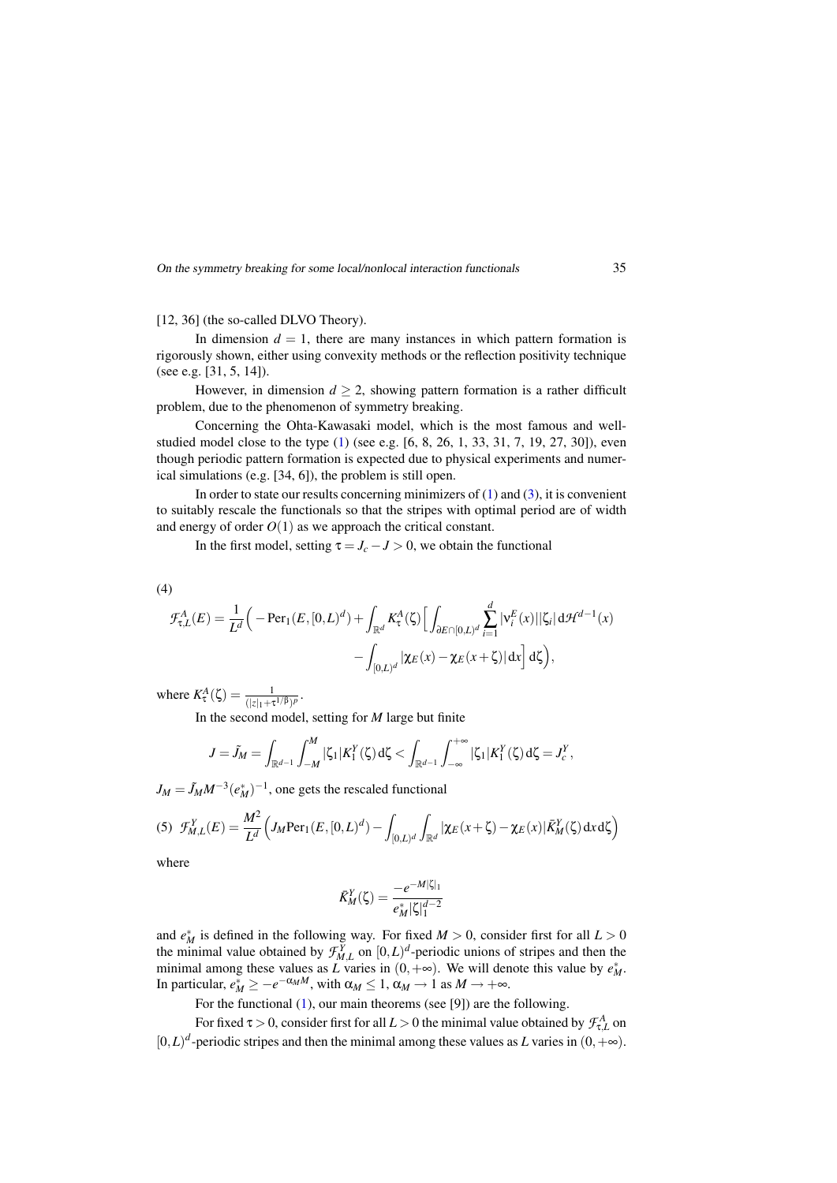[12, 36] (the so-called DLVO Theory).

In dimension $d = 1$, there are many instances in which pattern formation is rigorously shown, either using convexity methods or the reflection positivity technique (see e.g. [31, 5, 14]).

However, in dimension $d \geq 2$, showing pattern formation is a rather difficult problem, due to the phenomenon of symmetry breaking.

Concerning the Ohta-Kawasaki model, which is the most famous and well-studied model close to the type (1) (see e.g. [6, 8, 26, 1, 33, 31, 7, 19, 27, 30]), even though periodic pattern formation is expected due to physical experiments and numerical simulations (e.g. [34, 6]), the problem is still open.

In order to state our results concerning minimizers of (1) and (3), it is convenient to suitably rescale the functionals so that the stripes with optimal period are of width and energy of order $O(1)$ as we approach the critical constant.

In the first model, setting $\tau = J_c - J > 0$, we obtain the functional

(4)

$$\mathcal{F}^A_{\tau,L}(E) = \frac{1}{L^d}\Big( -\mathrm{Per}_1(E,[0,L)^d) + \int_{\mathbb{R}^d} K^A_\tau(\zeta)\Big[\int_{\partial E\cap[0,L)^d}\sum_{i=1}^d |\nu^E_i(x)||\zeta_i|\,\mathrm{d}\mathcal{H}^{d-1}(x) - \int_{[0,L)^d}|\chi_E(x)-\chi_E(x+\zeta)|\,\mathrm{d}x\Big]\,\mathrm{d}\zeta\Big),$$

where $K^A_\tau(\zeta) = \frac{1}{(|z|_1+\tau^{1/\beta})^p}$.

In the second model, setting for $M$ large but finite

$$J = \tilde{J}_M = \int_{\mathbb{R}^{d-1}}\int_{-M}^{M}|\zeta_1|K^Y_1(\zeta)\,\mathrm{d}\zeta < \int_{\mathbb{R}^{d-1}}\int_{-\infty}^{+\infty}|\zeta_1|K^Y_1(\zeta)\,\mathrm{d}\zeta = J^Y_c,$$

$J_M = \tilde{J}_M M^{-3}(e^*_M)^{-1}$, one gets the rescaled functional

$$(5)\quad \mathcal{F}^Y_{M,L}(E) = \frac{M^2}{L^d}\Big(J_M\mathrm{Per}_1(E,[0,L)^d) - \int_{[0,L)^d}\int_{\mathbb{R}^d}|\chi_E(x+\zeta)-\chi_E(x)|\bar{K}^Y_M(\zeta)\,\mathrm{d}x\,\mathrm{d}\zeta\Big)$$

where

$$\bar{K}^Y_M(\zeta) = \frac{-e^{-M|\zeta|_1}}{e^*_M|\zeta|_1^{d-2}}$$

and $e^*_M$ is defined in the following way. For fixed $M > 0$, consider first for all $L > 0$ the minimal value obtained by $\mathcal{F}^Y_{M,L}$ on $[0,L)^d$-periodic unions of stripes and then the minimal among these values as $L$ varies in $(0,+\infty)$. We will denote this value by $e^*_M$. In particular, $e^*_M \geq -e^{-\alpha_M M}$, with $\alpha_M \leq 1$, $\alpha_M \to 1$ as $M \to +\infty$.

For the functional (1), our main theorems (see [9]) are the following.

For fixed $\tau > 0$, consider first for all $L > 0$ the minimal value obtained by $\mathcal{F}^A_{\tau,L}$ on $[0,L)^d$-periodic stripes and then the minimal among these values as $L$ varies in $(0,+\infty)$.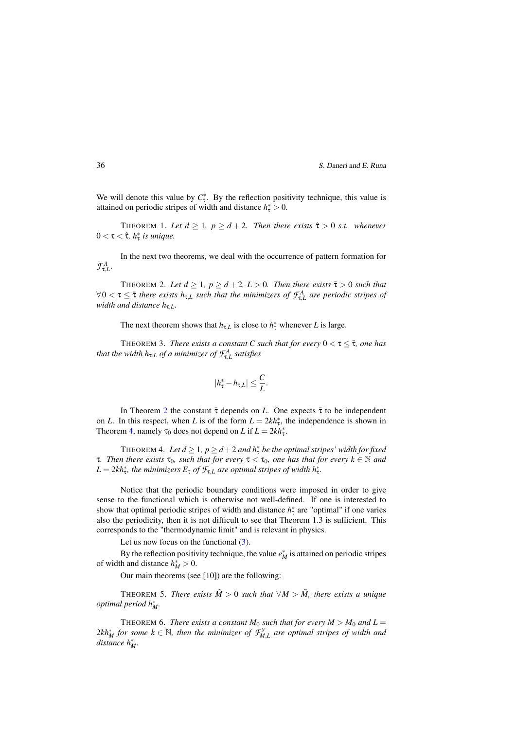We will denote this value by $C^*_\tau$. By the reflection positivity technique, this value is attained on periodic stripes of width and distance $h^*_\tau > 0$.

THEOREM 1. *Let $d \geq 1$, $p \geq d+2$. Then there exists $\hat{\tau} > 0$ s.t. whenever $0 < \tau < \hat{\tau}$, $h^*_\tau$ is unique.*

In the next two theorems, we deal with the occurrence of pattern formation for $\mathcal{F}^A_{\tau,L}$.

THEOREM 2. *Let $d \geq 1$, $p \geq d+2$, $L > 0$. Then there exists $\bar{\tau} > 0$ such that $\forall 0 < \tau \leq \bar{\tau}$ there exists $h_{\tau,L}$ such that the minimizers of $\mathcal{F}^A_{\tau,L}$ are periodic stripes of width and distance $h_{\tau,L}$.*

The next theorem shows that $h_{\tau,L}$ is close to $h^*_\tau$ whenever $L$ is large.

THEOREM 3. *There exists a constant $C$ such that for every $0 < \tau \leq \bar{\tau}$, one has that the width $h_{\tau,L}$ of a minimizer of $\mathcal{F}^A_{\tau,L}$ satisfies*

$$|h^*_\tau - h_{\tau,L}| \leq \frac{C}{L}.$$

In Theorem 2 the constant $\bar{\tau}$ depends on $L$. One expects $\bar{\tau}$ to be independent on $L$. In this respect, when $L$ is of the form $L = 2kh^*_\tau$, the independence is shown in Theorem 4, namely $\tau_0$ does not depend on $L$ if $L = 2kh^*_\tau$.

THEOREM 4. *Let $d \geq 1$, $p \geq d+2$ and $h^*_\tau$ be the optimal stripes' width for fixed $\tau$. Then there exists $\tau_0$, such that for every $\tau < \tau_0$, one has that for every $k \in \mathbb{N}$ and $L = 2kh^*_\tau$, the minimizers $E_\tau$ of $\mathcal{F}_{\tau,L}$ are optimal stripes of width $h^*_\tau$.*

Notice that the periodic boundary conditions were imposed in order to give sense to the functional which is otherwise not well-defined. If one is interested to show that optimal periodic stripes of width and distance $h^*_\tau$ are "optimal" if one varies also the periodicity, then it is not difficult to see that Theorem 1.3 is sufficient. This corresponds to the "thermodynamic limit" and is relevant in physics.

Let us now focus on the functional (3).

By the reflection positivity technique, the value $e^*_M$ is attained on periodic stripes of width and distance $h^*_M > 0$.

Our main theorems (see [10]) are the following:

THEOREM 5. *There exists $\tilde{M} > 0$ such that $\forall M > \tilde{M}$, there exists a unique optimal period $h^*_M$.*

THEOREM 6. *There exists a constant $M_0$ such that for every $M > M_0$ and $L = 2kh^*_M$ for some $k \in \mathbb{N}$, then the minimizer of $\mathcal{F}^Y_{M,L}$ are optimal stripes of width and distance $h^*_M$.*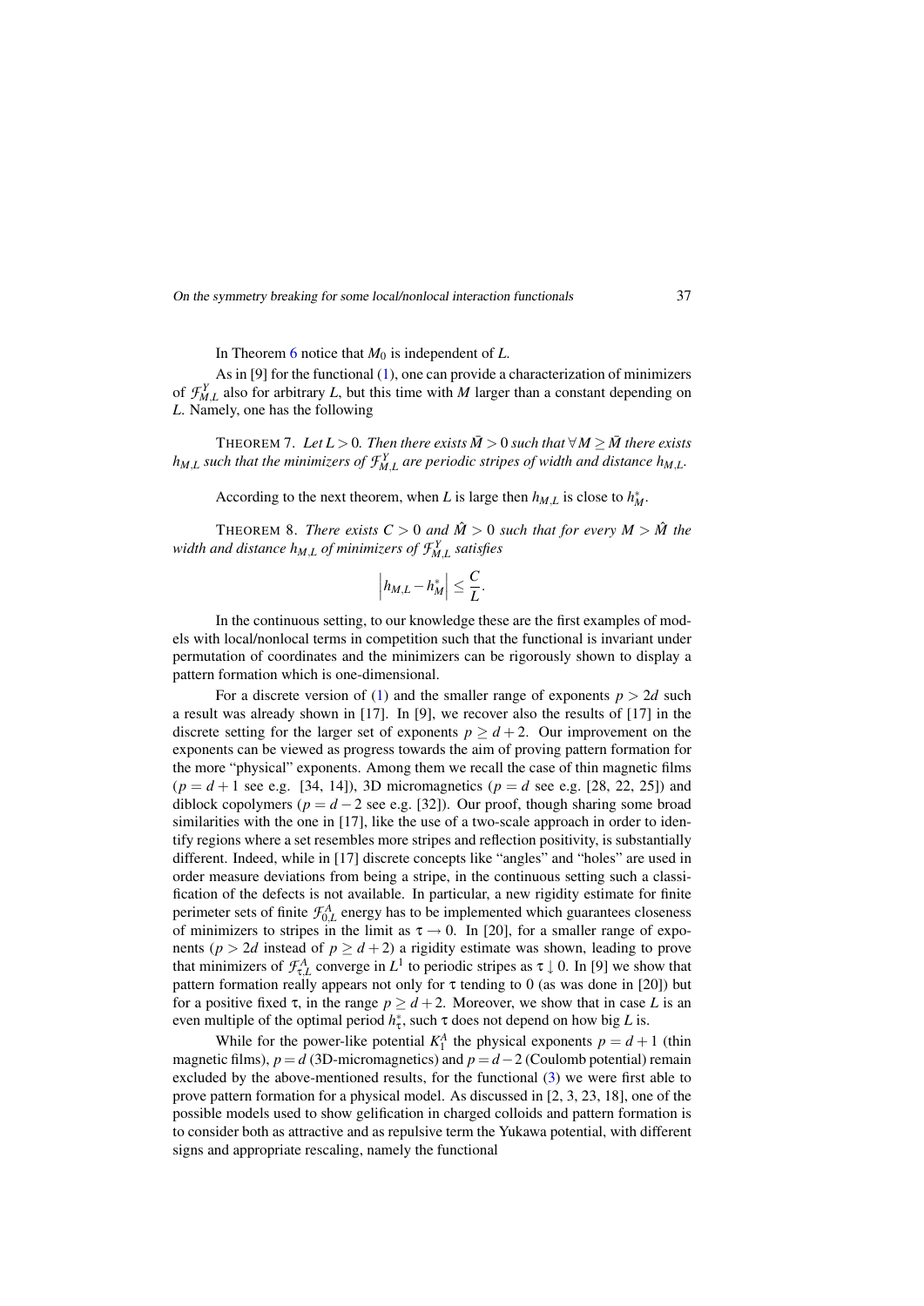In Theorem 6 notice that $M_0$ is independent of $L$.

As in [9] for the functional (1), one can provide a characterization of minimizers of $\mathcal{F}^Y_{M,L}$ also for arbitrary $L$, but this time with $M$ larger than a constant depending on $L$. Namely, one has the following

THEOREM 7. *Let $L > 0$. Then there exists $\bar{M} > 0$ such that $\forall M \geq \bar{M}$ there exists $h_{M,L}$ such that the minimizers of $\mathcal{F}^Y_{M,L}$ are periodic stripes of width and distance $h_{M,L}$.*

According to the next theorem, when $L$ is large then $h_{M,L}$ is close to $h^*_M$.

THEOREM 8. *There exists $C > 0$ and $\hat{M} > 0$ such that for every $M > \hat{M}$ the width and distance $h_{M,L}$ of minimizers of $\mathcal{F}^Y_{M,L}$ satisfies*

$$\left| h_{M,L} - h^*_M \right| \leq \frac{C}{L}.$$

In the continuous setting, to our knowledge these are the first examples of models with local/nonlocal terms in competition such that the functional is invariant under permutation of coordinates and the minimizers can be rigorously shown to display a pattern formation which is one-dimensional.

For a discrete version of (1) and the smaller range of exponents $p > 2d$ such a result was already shown in [17]. In [9], we recover also the results of [17] in the discrete setting for the larger set of exponents $p \geq d+2$. Our improvement on the exponents can be viewed as progress towards the aim of proving pattern formation for the more "physical" exponents. Among them we recall the case of thin magnetic films ($p = d+1$ see e.g. [34, 14]), 3D micromagnetics ($p = d$ see e.g. [28, 22, 25]) and diblock copolymers ($p = d-2$ see e.g. [32]). Our proof, though sharing some broad similarities with the one in [17], like the use of a two-scale approach in order to identify regions where a set resembles more stripes and reflection positivity, is substantially different. Indeed, while in [17] discrete concepts like "angles" and "holes" are used in order measure deviations from being a stripe, in the continuous setting such a classification of the defects is not available. In particular, a new rigidity estimate for finite perimeter sets of finite $\mathcal{F}^A_{0,L}$ energy has to be implemented which guarantees closeness of minimizers to stripes in the limit as $\tau \to 0$. In [20], for a smaller range of exponents ($p > 2d$ instead of $p \geq d+2$) a rigidity estimate was shown, leading to prove that minimizers of $\mathcal{F}^A_{\tau,L}$ converge in $L^1$ to periodic stripes as $\tau \downarrow 0$. In [9] we show that pattern formation really appears not only for $\tau$ tending to 0 (as was done in [20]) but for a positive fixed $\tau$, in the range $p \geq d+2$. Moreover, we show that in case $L$ is an even multiple of the optimal period $h^*_\tau$, such $\tau$ does not depend on how big $L$ is.

While for the power-like potential $K^A_1$ the physical exponents $p = d+1$ (thin magnetic films), $p = d$ (3D-micromagnetics) and $p = d-2$ (Coulomb potential) remain excluded by the above-mentioned results, for the functional (3) we were first able to prove pattern formation for a physical model. As discussed in [2, 3, 23, 18], one of the possible models used to show gelification in charged colloids and pattern formation is to consider both as attractive and as repulsive term the Yukawa potential, with different signs and appropriate rescaling, namely the functional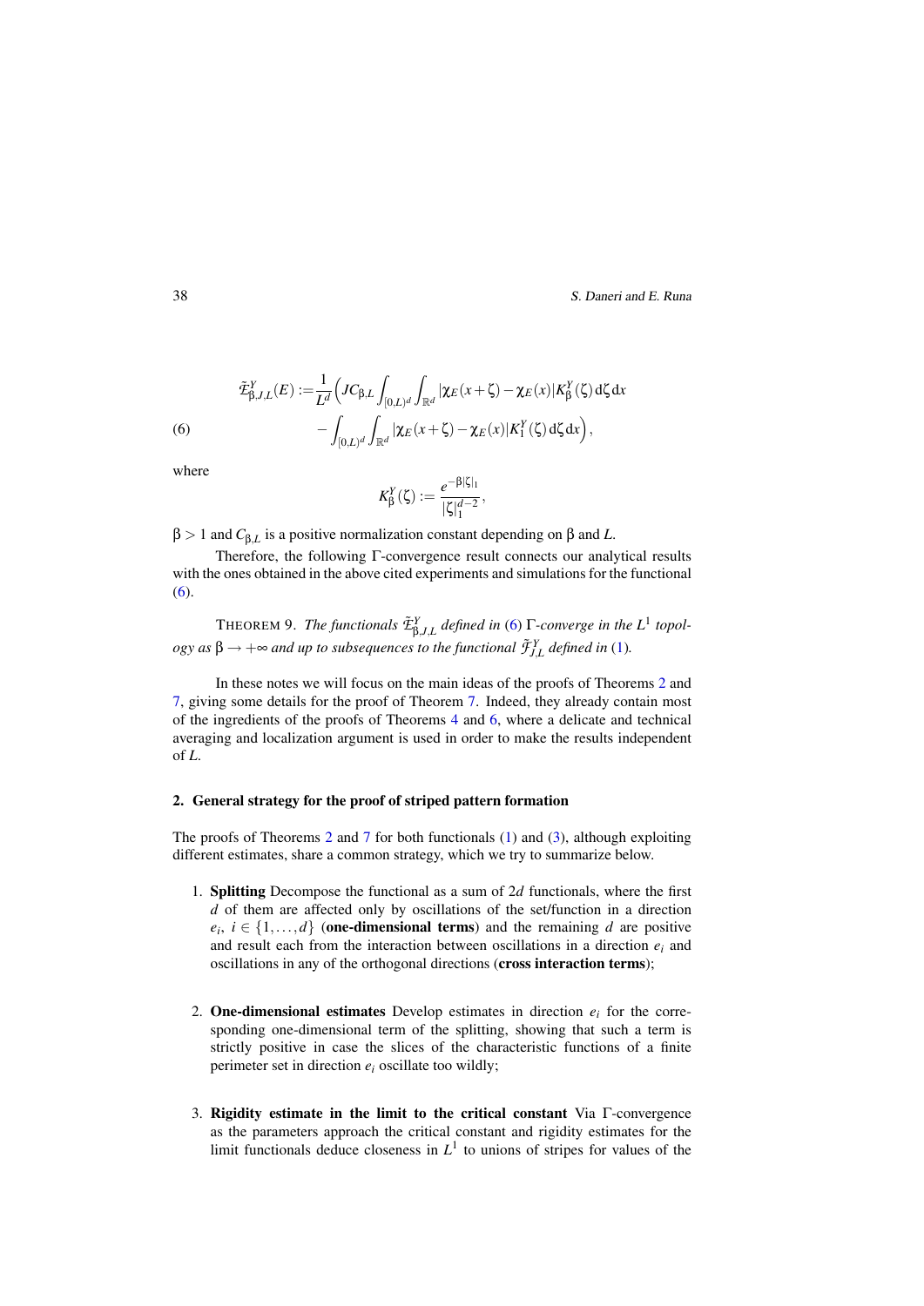$$
\begin{aligned}
\tilde{\mathcal{E}}^Y_{\beta,J,L}(E) := &\frac{1}{L^d}\Big(JC_{\beta,L}\int_{[0,L)^d}\int_{\mathbb{R}^d}|\chi_E(x+\zeta)-\chi_E(x)|K^Y_\beta(\zeta)\,\mathrm{d}\zeta\,\mathrm{d}x \\
&-\int_{[0,L)^d}\int_{\mathbb{R}^d}|\chi_E(x+\zeta)-\chi_E(x)|K^Y_1(\zeta)\,\mathrm{d}\zeta\,\mathrm{d}x\Big),
\end{aligned}
\tag{6}
$$

where

$$
K^Y_\beta(\zeta) := \frac{e^{-\beta|\zeta|_1}}{|\zeta|_1^{d-2}},
$$

$\beta > 1$ and $C_{\beta,L}$ is a positive normalization constant depending on $\beta$ and $L$.

Therefore, the following $\Gamma$-convergence result connects our analytical results with the ones obtained in the above cited experiments and simulations for the functional (6).

THEOREM 9. *The functionals $\tilde{\mathcal{E}}^Y_{\beta,J,L}$ defined in (6) $\Gamma$-converge in the $L^1$ topology as $\beta \to +\infty$ and up to subsequences to the functional $\tilde{\mathcal{F}}^Y_{J,L}$ defined in (1).*

In these notes we will focus on the main ideas of the proofs of Theorems 2 and 7, giving some details for the proof of Theorem 7. Indeed, they already contain most of the ingredients of the proofs of Theorems 4 and 6, where a delicate and technical averaging and localization argument is used in order to make the results independent of $L$.

## 2. General strategy for the proof of striped pattern formation

The proofs of Theorems 2 and 7 for both functionals (1) and (3), although exploiting different estimates, share a common strategy, which we try to summarize below.

1. **Splitting** Decompose the functional as a sum of $2d$ functionals, where the first $d$ of them are affected only by oscillations of the set/function in a direction $e_i$, $i \in \{1,\dots,d\}$ (**one-dimensional terms**) and the remaining $d$ are positive and result each from the interaction between oscillations in a direction $e_i$ and oscillations in any of the orthogonal directions (**cross interaction terms**);

2. **One-dimensional estimates** Develop estimates in direction $e_i$ for the corresponding one-dimensional term of the splitting, showing that such a term is strictly positive in case the slices of the characteristic functions of a finite perimeter set in direction $e_i$ oscillate too wildly;

3. **Rigidity estimate in the limit to the critical constant** Via $\Gamma$-convergence as the parameters approach the critical constant and rigidity estimates for the limit functionals deduce closeness in $L^1$ to unions of stripes for values of the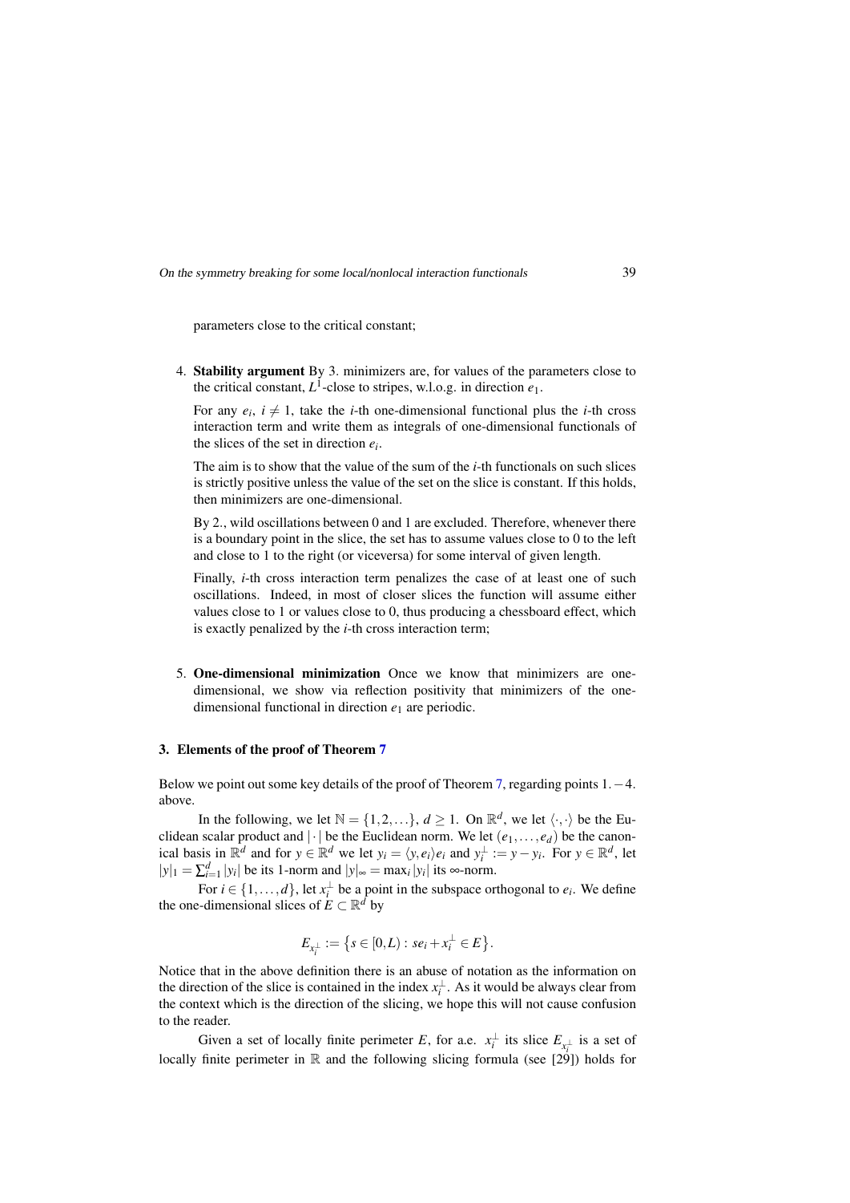parameters close to the critical constant;

4. **Stability argument** By 3. minimizers are, for values of the parameters close to the critical constant, $L^1$-close to stripes, w.l.o.g. in direction $e_1$.

   For any $e_i$, $i \neq 1$, take the $i$-th one-dimensional functional plus the $i$-th cross interaction term and write them as integrals of one-dimensional functionals of the slices of the set in direction $e_i$.

   The aim is to show that the value of the sum of the $i$-th functionals on such slices is strictly positive unless the value of the set on the slice is constant. If this holds, then minimizers are one-dimensional.

   By 2., wild oscillations between 0 and 1 are excluded. Therefore, whenever there is a boundary point in the slice, the set has to assume values close to 0 to the left and close to 1 to the right (or viceversa) for some interval of given length.

   Finally, $i$-th cross interaction term penalizes the case of at least one of such oscillations. Indeed, in most of closer slices the function will assume either values close to 1 or values close to 0, thus producing a chessboard effect, which is exactly penalized by the $i$-th cross interaction term;

5. **One-dimensional minimization** Once we know that minimizers are one-dimensional, we show via reflection positivity that minimizers of the one-dimensional functional in direction $e_1$ are periodic.

## 3. Elements of the proof of Theorem 7

Below we point out some key details of the proof of Theorem 7, regarding points $1.-4.$ above.

In the following, we let $\mathbb{N} = \{1,2,\dots\}$, $d \geq 1$. On $\mathbb{R}^d$, we let $\langle \cdot, \cdot \rangle$ be the Euclidean scalar product and $|\cdot|$ be the Euclidean norm. We let $(e_1, \dots, e_d)$ be the canonical basis in $\mathbb{R}^d$ and for $y \in \mathbb{R}^d$ we let $y_i = \langle y, e_i \rangle e_i$ and $y_i^\perp := y - y_i$. For $y \in \mathbb{R}^d$, let $|y|_1 = \sum_{i=1}^d |y_i|$ be its 1-norm and $|y|_\infty = \max_i |y_i|$ its $\infty$-norm.

For $i \in \{1, \dots, d\}$, let $x_i^\perp$ be a point in the subspace orthogonal to $e_i$. We define the one-dimensional slices of $E \subset \mathbb{R}^d$ by

$$E_{x_i^\perp} := \{ s \in [0, L) : s e_i + x_i^\perp \in E \}.$$

Notice that in the above definition there is an abuse of notation as the information on the direction of the slice is contained in the index $x_i^\perp$. As it would be always clear from the context which is the direction of the slicing, we hope this will not cause confusion to the reader.

Given a set of locally finite perimeter $E$, for a.e. $x_i^\perp$ its slice $E_{x_i^\perp}$ is a set of locally finite perimeter in $\mathbb{R}$ and the following slicing formula (see [29]) holds for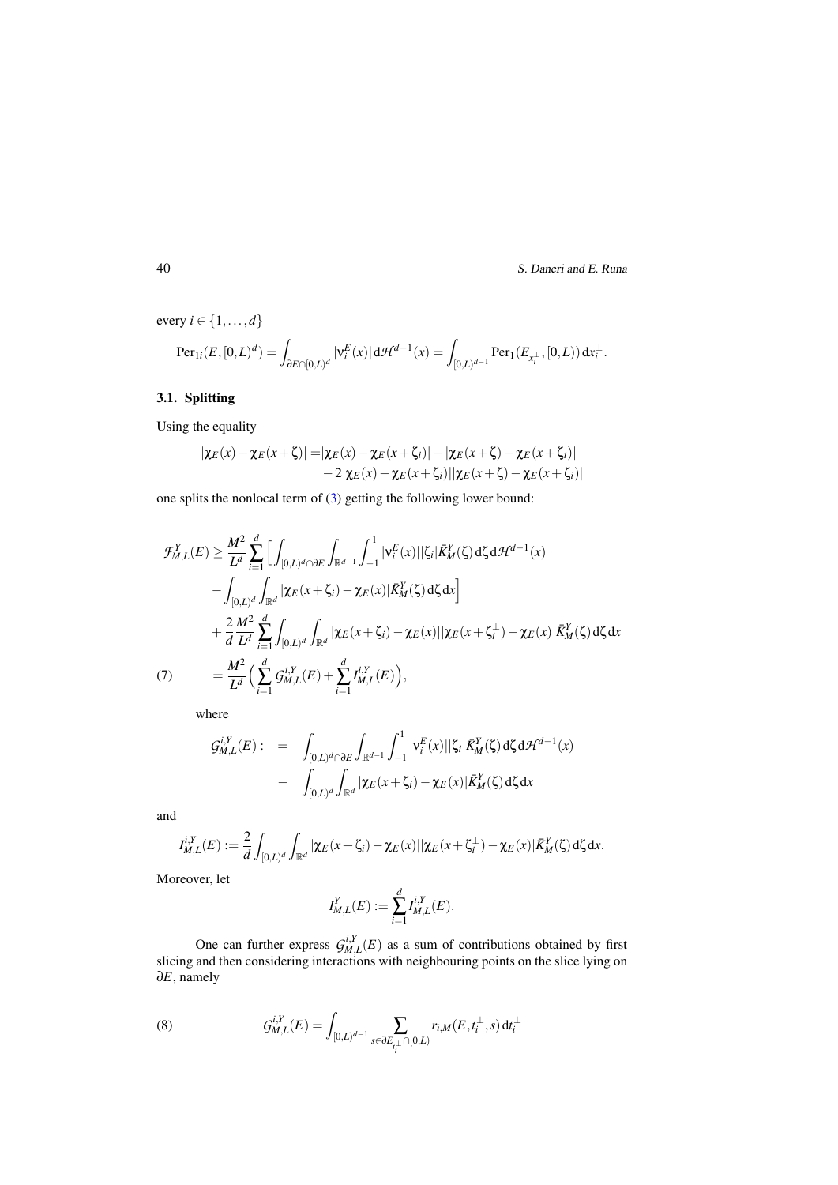every $i \in \{1, \dots, d\}$

$$
\mathrm{Per}_{1i}(E, [0,L)^d) = \int_{\partial E \cap [0,L)^d} |\nu_i^E(x)| \, \mathrm{d}\mathcal{H}^{d-1}(x) = \int_{[0,L)^{d-1}} \mathrm{Per}_1(E_{x_i^\perp}, [0,L)) \, \mathrm{d}x_i^\perp.
$$

### 3.1. Splitting

Using the equality

$$
\begin{aligned}
|\chi_E(x) - \chi_E(x+\zeta)| = & |\chi_E(x) - \chi_E(x+\zeta_i)| + |\chi_E(x+\zeta) - \chi_E(x+\zeta_i)| \\
& - 2|\chi_E(x) - \chi_E(x+\zeta_i)||\chi_E(x+\zeta) - \chi_E(x+\zeta_i)|
\end{aligned}
$$

one splits the nonlocal term of (3) getting the following lower bound:

$$
\begin{aligned}
\mathcal{F}_{M,L}^Y(E) \geq & \frac{M^2}{L^d} \sum_{i=1}^d \Big[ \int_{[0,L)^d \cap \partial E} \int_{\mathbb{R}^{d-1}} \int_{-1}^1 |\nu_i^E(x)| |\zeta_i| \bar{K}_M^Y(\zeta) \, \mathrm{d}\zeta \, \mathrm{d}\mathcal{H}^{d-1}(x) \\
& - \int_{[0,L)^d} \int_{\mathbb{R}^d} |\chi_E(x+\zeta_i) - \chi_E(x)| \bar{K}_M^Y(\zeta) \, \mathrm{d}\zeta \, \mathrm{d}x \Big] \\
& + \frac{2}{d} \frac{M^2}{L^d} \sum_{i=1}^d \int_{[0,L)^d} \int_{\mathbb{R}^d} |\chi_E(x+\zeta_i) - \chi_E(x)| |\chi_E(x+\zeta_i^\perp) - \chi_E(x)| \bar{K}_M^Y(\zeta) \, \mathrm{d}\zeta \, \mathrm{d}x \\
= & \frac{M^2}{L^d} \Big( \sum_{i=1}^d \mathcal{G}_{M,L}^{i,Y}(E) + \sum_{i=1}^d I_{M,L}^{i,Y}(E) \Big), \qquad (7)
\end{aligned}
$$

where

$$
\begin{aligned}
\mathcal{G}_{M,L}^{i,Y}(E) : \;=\; & \int_{[0,L)^d \cap \partial E} \int_{\mathbb{R}^{d-1}} \int_{-1}^1 |\nu_i^E(x)| |\zeta_i| \bar{K}_M^Y(\zeta) \, \mathrm{d}\zeta \, \mathrm{d}\mathcal{H}^{d-1}(x) \\
- & \int_{[0,L)^d} \int_{\mathbb{R}^d} |\chi_E(x+\zeta_i) - \chi_E(x)| \bar{K}_M^Y(\zeta) \, \mathrm{d}\zeta \, \mathrm{d}x
\end{aligned}
$$

and

$$
I_{M,L}^{i,Y}(E) := \frac{2}{d} \int_{[0,L)^d} \int_{\mathbb{R}^d} |\chi_E(x+\zeta_i) - \chi_E(x)| |\chi_E(x+\zeta_i^\perp) - \chi_E(x)| \bar{K}_M^Y(\zeta) \, \mathrm{d}\zeta \, \mathrm{d}x.
$$

Moreover, let

$$
I_{M,L}^Y(E) := \sum_{i=1}^d I_{M,L}^{i,Y}(E).
$$

One can further express $\mathcal{G}_{M,L}^{i,Y}(E)$ as a sum of contributions obtained by first slicing and then considering interactions with neighbouring points on the slice lying on $\partial E$, namely

$$
\mathcal{G}_{M,L}^{i,Y}(E) = \int_{[0,L)^{d-1}} \sum_{s \in \partial E_{t_i^\perp} \cap [0,L)} r_{i,M}(E, t_i^\perp, s) \, \mathrm{d}t_i^\perp \qquad (8)
$$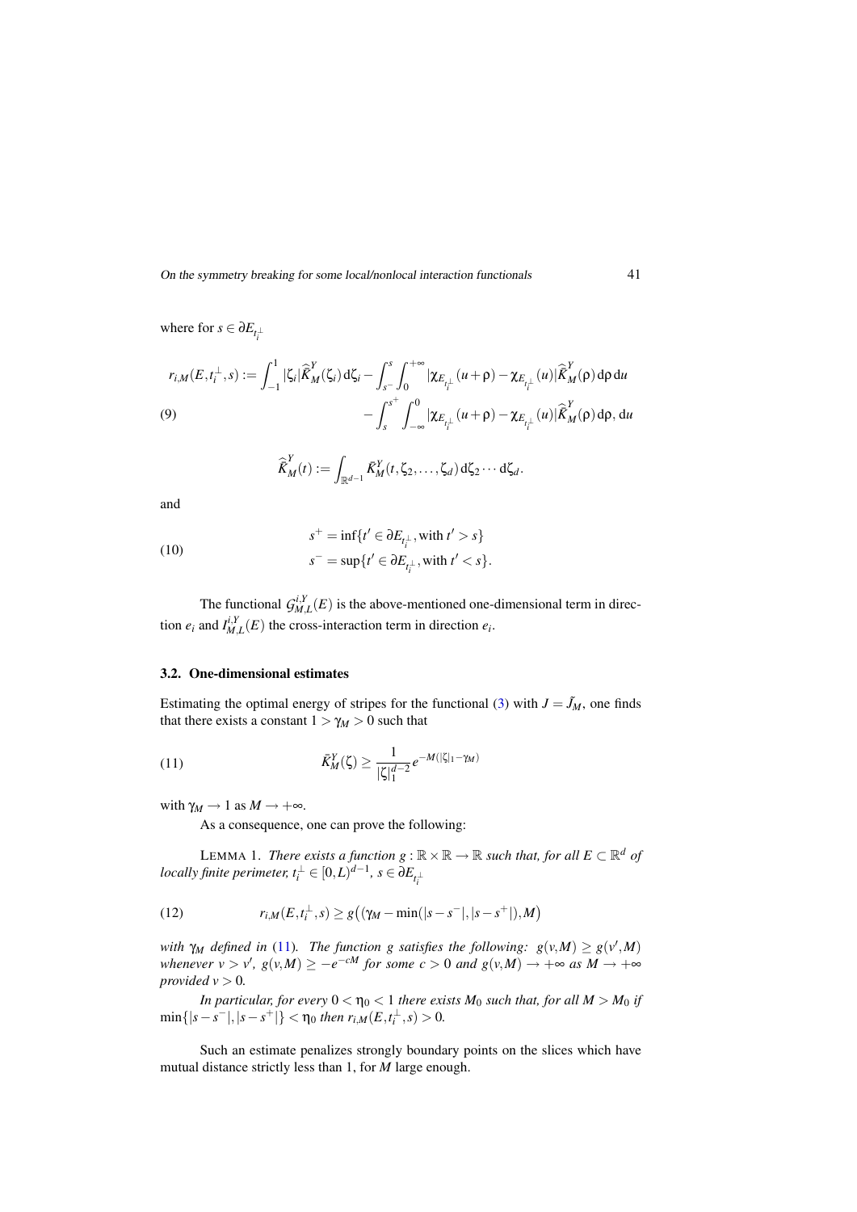where for $s \in \partial E_{t_i^\perp}$

$$
\begin{aligned}
r_{i,M}(E,t_i^\perp,s) := \int_{-1}^{1} |\zeta_i| \widehat{\bar{K}}_M^Y(\zeta_i)\,\mathrm{d}\zeta_i - \int_{s^-}^{s}\int_0^{+\infty} |\chi_{E_{t_i^\perp}}(u+\rho) - \chi_{E_{t_i^\perp}}(u)| \widehat{\bar{K}}_M^Y(\rho)\,\mathrm{d}\rho\,\mathrm{d}u \\
- \int_{s}^{s^+}\int_{-\infty}^{0} |\chi_{E_{t_i^\perp}}(u+\rho) - \chi_{E_{t_i^\perp}}(u)| \widehat{\bar{K}}_M^Y(\rho)\,\mathrm{d}\rho,\,\mathrm{d}u
\end{aligned}
\tag{9}
$$

$$
\widehat{\bar{K}}_M^Y(t) := \int_{\mathbb{R}^{d-1}} \bar{K}_M^Y(t,\zeta_2,\dots,\zeta_d)\,\mathrm{d}\zeta_2\cdots\mathrm{d}\zeta_d.
$$

and

$$
\begin{aligned}
s^+ &= \inf\{t' \in \partial E_{t_i^\perp}, \text{with } t' > s\} \\
s^- &= \sup\{t' \in \partial E_{t_i^\perp}, \text{with } t' < s\}.
\end{aligned}
\tag{10}
$$

The functional $\mathcal{G}_{M,L}^{i,Y}(E)$ is the above-mentioned one-dimensional term in direction $e_i$ and $I_{M,L}^{i,Y}(E)$ the cross-interaction term in direction $e_i$.

### 3.2. One-dimensional estimates

Estimating the optimal energy of stripes for the functional (3) with $J = \bar{J}_M$, one finds that there exists a constant $1 > \gamma_M > 0$ such that

$$
\bar{K}_M^Y(\zeta) \geq \frac{1}{|\zeta|_1^{d-2}} e^{-M(|\zeta|_1 - \gamma_M)}
\tag{11}
$$

with $\gamma_M \to 1$ as $M \to +\infty$.

As a consequence, one can prove the following:

LEMMA 1. *There exists a function $g : \mathbb{R}\times\mathbb{R} \to \mathbb{R}$ such that, for all $E \subset \mathbb{R}^d$ of locally finite perimeter, $t_i^\perp \in [0,L)^{d-1}$, $s \in \partial E_{t_i^\perp}$*

$$
r_{i,M}(E,t_i^\perp,s) \geq g\big((\gamma_M - \min(|s-s^-|,|s-s^+|),M\big)
\tag{12}
$$

*with $\gamma_M$ defined in (11). The function $g$ satisfies the following: $g(v,M) \geq g(v',M)$ whenever $v > v'$, $g(v,M) \geq -e^{-cM}$ for some $c > 0$ and $g(v,M) \to +\infty$ as $M \to +\infty$ provided $v > 0$.*

*In particular, for every $0 < \eta_0 < 1$ there exists $M_0$ such that, for all $M > M_0$ if $\min\{|s-s^-|,|s-s^+|\} < \eta_0$ then $r_{i,M}(E,t_i^\perp,s) > 0$.*

Such an estimate penalizes strongly boundary points on the slices which have mutual distance strictly less than 1, for $M$ large enough.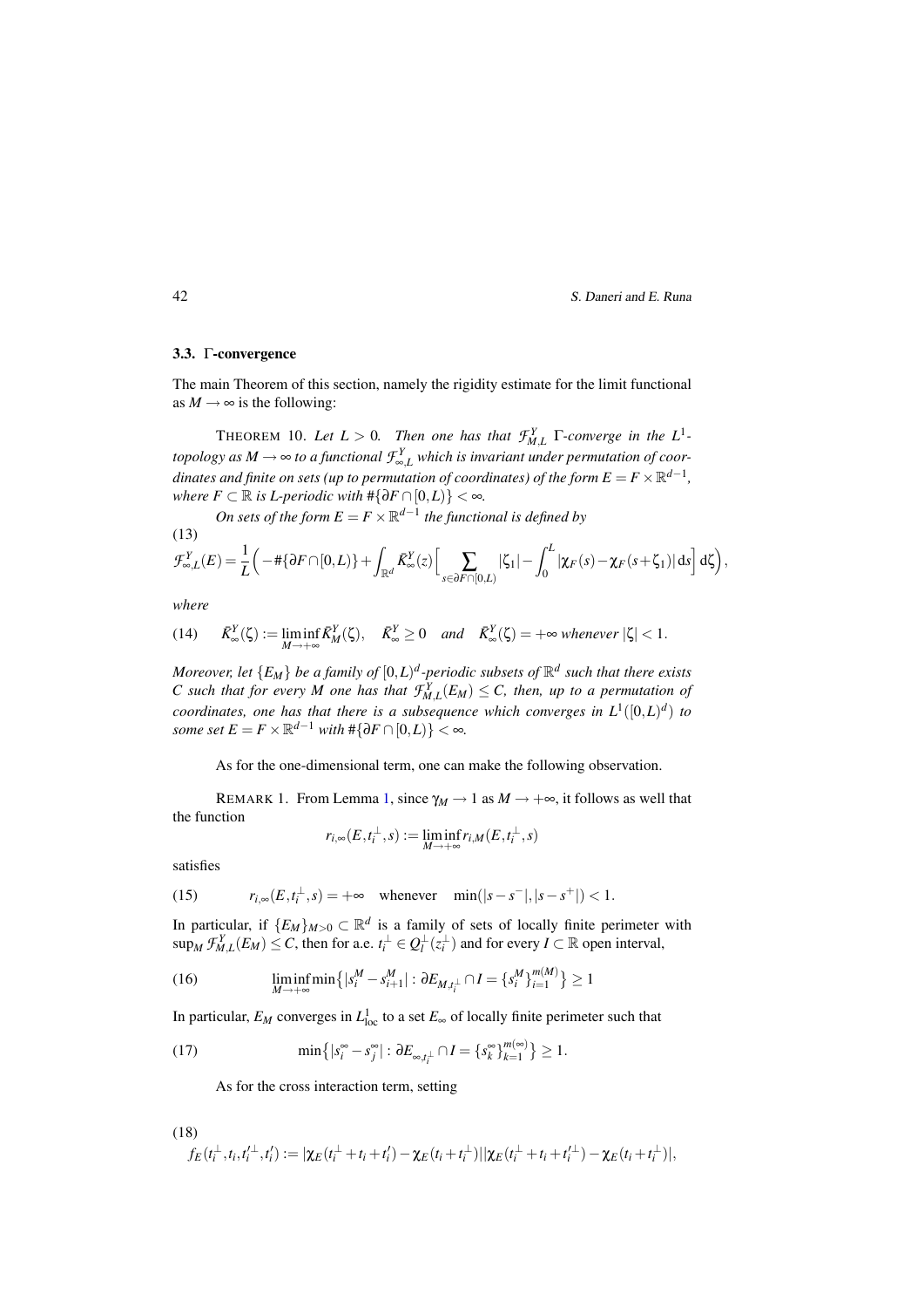### 3.3. Γ-convergence

The main Theorem of this section, namely the rigidity estimate for the limit functional as $M \to \infty$ is the following:

THEOREM 10. *Let $L > 0$. Then one has that $\mathcal{F}^Y_{M,L}$ Γ-converge in the $L^1$-topology as $M \to \infty$ to a functional $\mathcal{F}^Y_{\infty,L}$ which is invariant under permutation of coordinates and finite on sets (up to permutation of coordinates) of the form $E = F \times \mathbb{R}^{d-1}$, where $F \subset \mathbb{R}$ is $L$-periodic with $\#\{\partial F \cap [0,L)\} < \infty$.*

*On sets of the form $E = F \times \mathbb{R}^{d-1}$ the functional is defined by*

(13)
$$\mathcal{F}^Y_{\infty,L}(E) = \frac{1}{L}\Big(-\#\{\partial F \cap [0,L)\} + \int_{\mathbb{R}^d} \bar{K}^Y_\infty(z)\Big[\sum_{s \in \partial F \cap [0,L)} |\zeta_1| - \int_0^L |\chi_F(s) - \chi_F(s+\zeta_1)|\,\mathrm{d}s\Big]\,\mathrm{d}\zeta\Big),$$

*where*

$$\bar{K}^Y_\infty(\zeta) := \liminf_{M \to +\infty} \bar{K}^Y_M(\zeta), \quad \bar{K}^Y_\infty \geq 0 \quad \text{and} \quad \bar{K}^Y_\infty(\zeta) = +\infty \text{ whenever } |\zeta| < 1. \tag{14}$$

*Moreover, let $\{E_M\}$ be a family of $[0,L)^d$-periodic subsets of $\mathbb{R}^d$ such that there exists $C$ such that for every $M$ one has that $\mathcal{F}^Y_{M,L}(E_M) \leq C$, then, up to a permutation of coordinates, one has that there is a subsequence which converges in $L^1([0,L)^d)$ to some set $E = F \times \mathbb{R}^{d-1}$ with $\#\{\partial F \cap [0,L)\} < \infty$.*

As for the one-dimensional term, one can make the following observation.

REMARK 1. From Lemma 1, since $\gamma_M \to 1$ as $M \to +\infty$, it follows as well that the function

$$r_{i,\infty}(E, t_i^\perp, s) := \liminf_{M \to +\infty} r_{i,M}(E, t_i^\perp, s)$$

satisfies

$$r_{i,\infty}(E, t_i^\perp, s) = +\infty \quad \text{whenever} \quad \min(|s - s^-|, |s - s^+|) < 1. \tag{15}$$

In particular, if $\{E_M\}_{M>0} \subset \mathbb{R}^d$ is a family of sets of locally finite perimeter with $\sup_M \mathcal{F}^Y_{M,L}(E_M) \leq C$, then for a.e. $t_i^\perp \in Q_l^\perp(z_i^\perp)$ and for every $I \subset \mathbb{R}$ open interval,

$$\liminf_{M \to +\infty} \min\big\{|s_i^M - s_{i+1}^M| : \partial E_{M,t_i^\perp} \cap I = \{s_i^M\}_{i=1}^{m(M)}\big\} \geq 1 \tag{16}$$

In particular, $E_M$ converges in $L^1_{\mathrm{loc}}$ to a set $E_\infty$ of locally finite perimeter such that

$$\min\big\{|s_i^\infty - s_j^\infty| : \partial E_{\infty,t_i^\perp} \cap I = \{s_k^\infty\}_{k=1}^{m(\infty)}\big\} \geq 1. \tag{17}$$

As for the cross interaction term, setting

(18)
$$f_E(t_i^\perp, t_i, t_i'^\perp, t_i') := |\chi_E(t_i^\perp + t_i + t_i') - \chi_E(t_i + t_i^\perp)||\chi_E(t_i^\perp + t_i + t_i'^\perp) - \chi_E(t_i + t_i^\perp)|,$$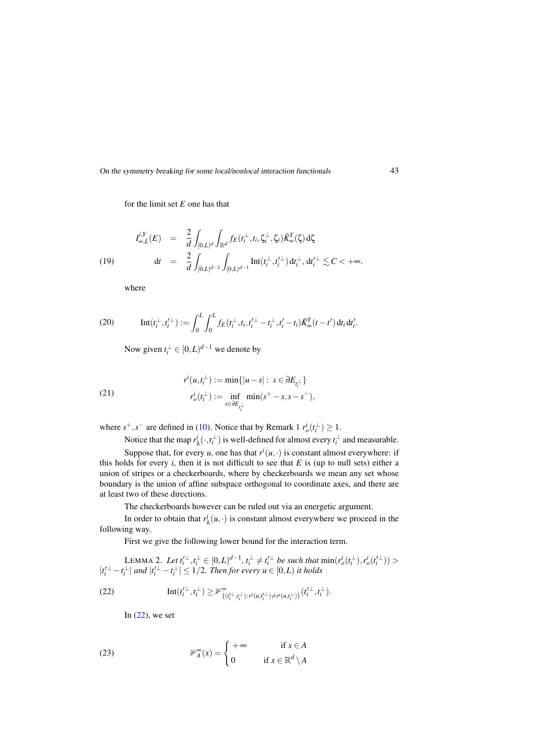for the limit set $E$ one has that

$$
\begin{aligned}
I^{i,Y}_{\infty,L}(E) &= \frac{2}{d}\int_{[0,L)^d}\int_{\mathbb{R}^d} f_E(t_i^\perp,t_i,\zeta_i^\perp,\zeta_i)\bar{K}^Y_\infty(\zeta)\,\mathrm{d}\zeta \\
\mathrm{d}t &= \frac{2}{d}\int_{[0,L)^{d-1}}\int_{[0,L)^{d-1}} \mathrm{Int}(t_i^\perp,t_i'^\perp)\,\mathrm{d}t_i^\perp,\,\mathrm{d}t_i'^\perp \lesssim C < +\infty.
\end{aligned} \tag{19}
$$

where

$$
\mathrm{Int}(t_i^\perp,t_i'^\perp) := \int_0^L\int_0^L f_E(t_i^\perp,t_i,t_i'^\perp - t_i^\perp, t_i'-t_i)\bar{K}^Y_\infty(t-t')\,\mathrm{d}t_i\,\mathrm{d}t_i'. \tag{20}
$$

Now given $t_i^\perp \in [0,L)^{d-1}$ we denote by

$$
\begin{aligned}
r^i(u,t_i^\perp) &:= \min\{|u-s|:\ s\in\partial E_{t_i^\perp}\} \\
r^i_o(t_i^\perp) &:= \inf_{s\in\partial E_{t_i^\perp}} \min(s^+-s, s-s^-),
\end{aligned} \tag{21}
$$

where $s^+,s^-$ are defined in (10). Notice that by Remark 1 $r^i_o(t_i^\perp)\geq 1$.

Notice that the map $r^i_\lambda(\cdot,t_i^\perp)$ is well-defined for almost every $t_i^\perp$ and measurable.

Suppose that, for every $u$, one has that $r^i(u,\cdot)$ is constant almost everywhere: if this holds for every $i$, then it is not difficult to see that $E$ is (up to null sets) either a union of stripes or a checkerboards, where by checkerboards we mean any set whose boundary is the union of affine subspace orthogonal to coordinate axes, and there are at least two of these directions.

The checkerboards however can be ruled out via an energetic argument.

In order to obtain that $r^i_\lambda(u,\cdot)$ is constant almost everywhere we proceed in the following way.

First we give the following lower bound for the interaction term.

LEMMA 2. *Let $t_i'^\perp, t_i^\perp \in [0,L)^{d-1}$, $t_i^\perp \neq t_i'^\perp$ be such that $\min(r^i_o(t_i^\perp), r^i_o(t_i'^\perp)) > |t_i'^\perp - t_i^\perp|$ and $|t_i'^\perp - t_i^\perp| \leq 1/2$. Then for every $u\in[0,L)$ it holds*

$$
\mathrm{Int}(t_i'^\perp,t_i^\perp) \geq \mathbb{1}^\infty_{\{(t_i'^\perp,t_i^\perp):\, r^i(u,t_i'^\perp)\neq r^i(u,t_i^\perp)\}}(t_i'^\perp,t_i^\perp). \tag{22}
$$

In (22), we set

$$
\mathbb{1}^\infty_A(x) = \begin{cases} +\infty & \text{if } x\in A \\ 0 & \text{if } x\in\mathbb{R}^d\setminus A \end{cases} \tag{23}
$$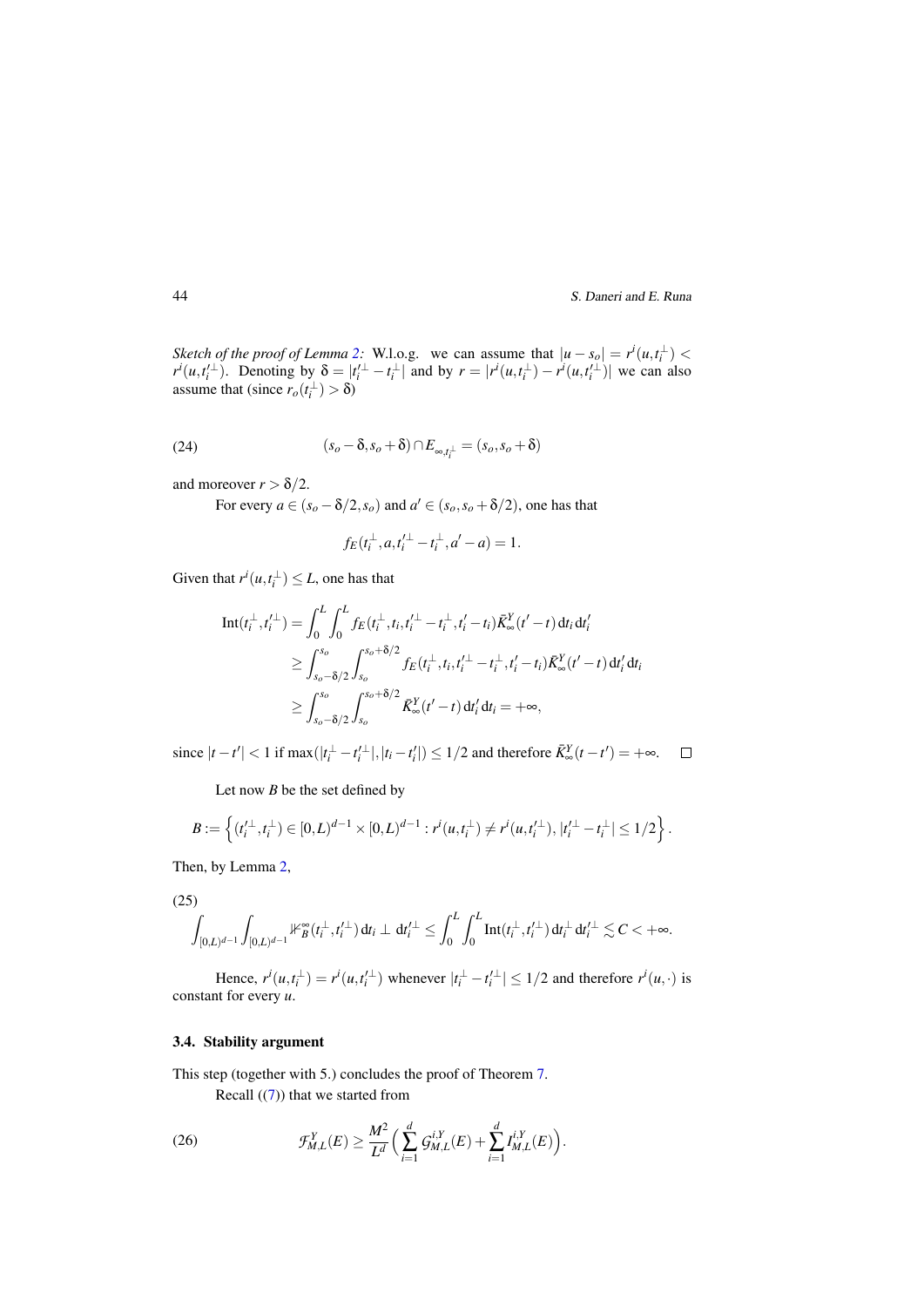*Sketch of the proof of Lemma 2:* W.l.o.g. we can assume that $|u - s_o| = r^i(u,t_i^{\perp}) < r^i(u,t_i'^{\perp})$. Denoting by $\delta = |t_i'^{\perp} - t_i^{\perp}|$ and by $r = |r^i(u,t_i^{\perp}) - r^i(u,t_i'^{\perp})|$ we can also assume that (since $r_o(t_i^{\perp}) > \delta$)

$$(s_o - \delta, s_o + \delta) \cap E_{\infty, t_i^{\perp}} = (s_o, s_o + \delta) \tag{24}$$

and moreover $r > \delta/2$.

For every $a \in (s_o - \delta/2, s_o)$ and $a' \in (s_o, s_o + \delta/2)$, one has that

$$f_E(t_i^{\perp}, a, t_i'^{\perp} - t_i^{\perp}, a' - a) = 1.$$

Given that $r^i(u,t_i^{\perp}) \leq L$, one has that

$$\begin{aligned}
\mathrm{Int}(t_i^{\perp}, t_i'^{\perp}) &= \int_0^L \int_0^L f_E(t_i^{\perp}, t_i, t_i'^{\perp} - t_i^{\perp}, t_i' - t_i) \bar{K}_{\infty}^Y(t' - t)\, \mathrm{d}t_i\, \mathrm{d}t_i' \\
&\geq \int_{s_o - \delta/2}^{s_o} \int_{s_o}^{s_o + \delta/2} f_E(t_i^{\perp}, t_i, t_i'^{\perp} - t_i^{\perp}, t_i' - t_i) \bar{K}_{\infty}^Y(t' - t)\, \mathrm{d}t_i'\, \mathrm{d}t_i \\
&\geq \int_{s_o - \delta/2}^{s_o} \int_{s_o}^{s_o + \delta/2} \bar{K}_{\infty}^Y(t' - t)\, \mathrm{d}t_i'\, \mathrm{d}t_i = +\infty,
\end{aligned}$$

since $|t - t'| < 1$ if $\max(|t_i^{\perp} - t_i'^{\perp}|, |t_i - t_i'|) \leq 1/2$ and therefore $\bar{K}_{\infty}^Y(t - t') = +\infty$. $\square$

Let now $B$ be the set defined by

$$B := \left\{ (t_i'^{\perp}, t_i^{\perp}) \in [0,L)^{d-1} \times [0,L)^{d-1} : r^i(u,t_i^{\perp}) \neq r^i(u,t_i'^{\perp}),\, |t_i'^{\perp} - t_i^{\perp}| \leq 1/2 \right\}.$$

Then, by Lemma 2,

$$\int_{[0,L)^{d-1}} \int_{[0,L)^{d-1}} \mathbb{1}_B^{\infty}(t_i^{\perp}, t_i'^{\perp})\, \mathrm{d}t_i \perp\, \mathrm{d}t_i'^{\perp} \leq \int_0^L \int_0^L \mathrm{Int}(t_i^{\perp}, t_i'^{\perp})\, \mathrm{d}t_i^{\perp}\, \mathrm{d}t_i'^{\perp} \lesssim C < +\infty. \tag{25}$$

Hence, $r^i(u,t_i^{\perp}) = r^i(u,t_i'^{\perp})$ whenever $|t_i^{\perp} - t_i'^{\perp}| \leq 1/2$ and therefore $r^i(u,\cdot)$ is constant for every $u$.

### 3.4. Stability argument

This step (together with 5.) concludes the proof of Theorem 7.

Recall ((7)) that we started from

$$\mathcal{F}_{M,L}^Y(E) \geq \frac{M^2}{L^d} \Big( \sum_{i=1}^d \mathcal{G}_{M,L}^{i,Y}(E) + \sum_{i=1}^d I_{M,L}^{i,Y}(E) \Big). \tag{26}$$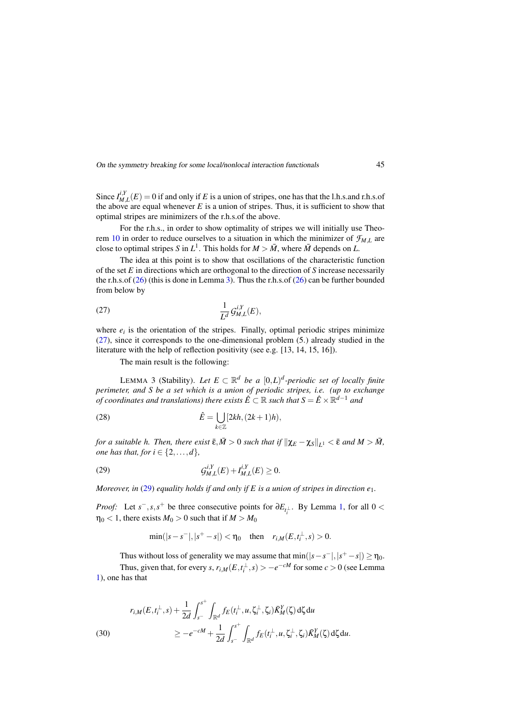Since $I^{i,Y}_{M,L}(E) = 0$ if and only if $E$ is a union of stripes, one has that the l.h.s.and r.h.s.of the above are equal whenever $E$ is a union of stripes. Thus, it is sufficient to show that optimal stripes are minimizers of the r.h.s.of the above.

For the r.h.s., in order to show optimality of stripes we will initially use Theorem 10 in order to reduce ourselves to a situation in which the minimizer of $\mathcal{F}_{M,L}$ are close to optimal stripes $S$ in $L^1$. This holds for $M > \bar{M}$, where $\bar{M}$ depends on $L$.

The idea at this point is to show that oscillations of the characteristic function of the set $E$ in directions which are orthogonal to the direction of $S$ increase necessarily the r.h.s.of (26) (this is done in Lemma 3). Thus the r.h.s.of (26) can be further bounded from below by

$$\frac{1}{L^d}\mathcal{G}^{i,Y}_{M,L}(E), \tag{27}$$

where $e_i$ is the orientation of the stripes. Finally, optimal periodic stripes minimize (27), since it corresponds to the one-dimensional problem (5.) already studied in the literature with the help of reflection positivity (see e.g. [13, 14, 15, 16]).

The main result is the following:

LEMMA 3 (Stability). *Let $E \subset \mathbb{R}^d$ be a $[0,L)^d$-periodic set of locally finite perimeter, and $S$ be a set which is a union of periodic stripes, i.e. (up to exchange of coordinates and translations) there exists $\hat{E} \subset \mathbb{R}$ such that $S = \hat{E} \times \mathbb{R}^{d-1}$ and*

$$\hat{E} = \bigcup_{k \in \mathbb{Z}} [2kh, (2k+1)h), \tag{28}$$

*for a suitable $h$. Then, there exist $\bar{\varepsilon}, \bar{M} > 0$ such that if $\|\chi_E - \chi_S\|_{L^1} < \bar{\varepsilon}$ and $M > \bar{M}$, one has that, for $i \in \{2, \dots, d\}$,*

$$\mathcal{G}^{i,Y}_{M,L}(E) + I^{i,Y}_{M,L}(E) \geq 0. \tag{29}$$

*Moreover, in (29) equality holds if and only if $E$ is a union of stripes in direction $e_1$.*

*Proof:* Let $s^-, s, s^+$ be three consecutive points for $\partial E_{t_i^\perp}$. By Lemma 1, for all $0 < \eta_0 < 1$, there exists $M_0 > 0$ such that if $M > M_0$

$$\min(|s - s^-|, |s^+ - s|) < \eta_0 \quad \text{then} \quad r_{i,M}(E, t_i^\perp, s) > 0.$$

Thus without loss of generality we may assume that $\min(|s - s^-|, |s^+ - s|) \geq \eta_0$.

Thus, given that, for every $s$, $r_{i,M}(E, t_i^\perp, s) > -e^{-cM}$ for some $c > 0$ (see Lemma 1), one has that

$$\begin{aligned} r_{i,M}(E, t_i^\perp, s) &+ \frac{1}{2d}\int_{s^-}^{s^+}\int_{\mathbb{R}^d} f_E(t_i^\perp, u, \zeta_i^\perp, \zeta_i)\bar{K}^Y_M(\zeta)\,\mathrm{d}\zeta\,\mathrm{d}u \\ &\geq -e^{-cM} + \frac{1}{2d}\int_{s^-}^{s^+}\int_{\mathbb{R}^d} f_E(t_i^\perp, u, \zeta_i^\perp, \zeta_i)\bar{K}^Y_M(\zeta)\,\mathrm{d}\zeta\,\mathrm{d}u. \end{aligned} \tag{30}$$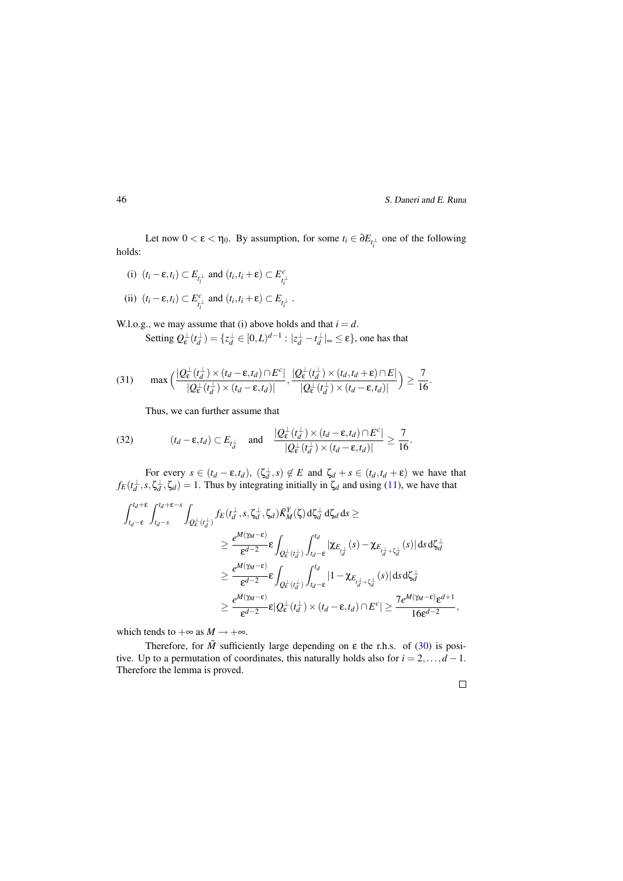Let now $0 < \varepsilon < \eta_0$. By assumption, for some $t_i \in \partial E_{t_i^\perp}$ one of the following holds:

(i) $(t_i - \varepsilon, t_i) \subset E_{t_i^\perp}$ and $(t_i, t_i + \varepsilon) \subset E^c_{t_i^\perp}$

(ii) $(t_i - \varepsilon, t_i) \subset E^c_{t_i^\perp}$ and $(t_i, t_i + \varepsilon) \subset E_{t_i^\perp}$ .

W.l.o.g., we may assume that (i) above holds and that $i = d$.

Setting $Q^\perp_\varepsilon(t^\perp_d) = \{z^\perp_d \in [0,L)^{d-1} : |z^\perp_d - t^\perp_d|_\infty \leq \varepsilon\}$, one has that

$$
(31) \qquad \max\Big(\frac{|Q^\perp_\varepsilon(t^\perp_d) \times (t_d - \varepsilon, t_d) \cap E^c|}{|Q^\perp_\varepsilon(t^\perp_d) \times (t_d - \varepsilon, t_d)|}, \frac{|Q^\perp_\varepsilon(t^\perp_d) \times (t_d, t_d + \varepsilon) \cap E|}{|Q^\perp_\varepsilon(t^\perp_d) \times (t_d - \varepsilon, t_d)|}\Big) \geq \frac{7}{16}.
$$

Thus, we can further assume that

$$
(32) \qquad (t_d - \varepsilon, t_d) \subset E_{t^\perp_d} \quad \text{and} \quad \frac{|Q^\perp_\varepsilon(t^\perp_d) \times (t_d - \varepsilon, t_d) \cap E^c|}{|Q^\perp_\varepsilon(t^\perp_d) \times (t_d - \varepsilon, t_d)|} \geq \frac{7}{16}.
$$

For every $s \in (t_d - \varepsilon, t_d)$, $(\zeta^\perp_d, s) \notin E$ and $\zeta_d + s \in (t_d, t_d + \varepsilon)$ we have that $f_E(t^\perp_d, s, \zeta^\perp_d, \zeta_d) = 1$. Thus by integrating initially in $\zeta_d$ and using (11), we have that

$$
\begin{aligned}
\int_{t_d-\varepsilon}^{t_d+\varepsilon} \int_{t_d - s}^{t_d+\varepsilon-s} \int_{Q^\perp_\varepsilon(t^\perp_d)} & f_E(t^\perp_d, s, \zeta^\perp_d, \zeta_d) \bar{K}^Y_M(\zeta) \,\mathrm{d}\zeta^\perp_d \,\mathrm{d}\zeta_d \,\mathrm{d}s \geq \\
&\geq \frac{e^{M(\gamma_M - \varepsilon)}}{\varepsilon^{d-2}} \varepsilon \int_{Q^\perp_\varepsilon(t^\perp_d)} \int_{t_d-\varepsilon}^{t_d} |\chi_{E_{t^\perp_d}}(s) - \chi_{E_{t^\perp_d + \zeta^\perp_d}}(s)| \,\mathrm{d}s \,\mathrm{d}\zeta^\perp_d \\
&\geq \frac{e^{M(\gamma_M - \varepsilon)}}{\varepsilon^{d-2}} \varepsilon \int_{Q^\perp_\varepsilon(t^\perp_d)} \int_{t_d-\varepsilon}^{t_d} |1 - \chi_{E_{t^\perp_d + \zeta^\perp_d}}(s)| \,\mathrm{d}s \,\mathrm{d}\zeta^\perp_d \\
&\geq \frac{e^{M(\gamma_M - \varepsilon)}}{\varepsilon^{d-2}} \varepsilon |Q^\perp_\varepsilon(t^\perp_d) \times (t_d - \varepsilon, t_d) \cap E^c| \geq \frac{7 e^{M(\gamma_M - \varepsilon)} \varepsilon^{d+1}}{16 \varepsilon^{d-2}},
\end{aligned}
$$

which tends to $+\infty$ as $M \to +\infty$.

Therefore, for $\tilde{M}$ sufficiently large depending on $\varepsilon$ the r.h.s. of (30) is positive. Up to a permutation of coordinates, this naturally holds also for $i = 2, \ldots, d-1$. Therefore the lemma is proved.

□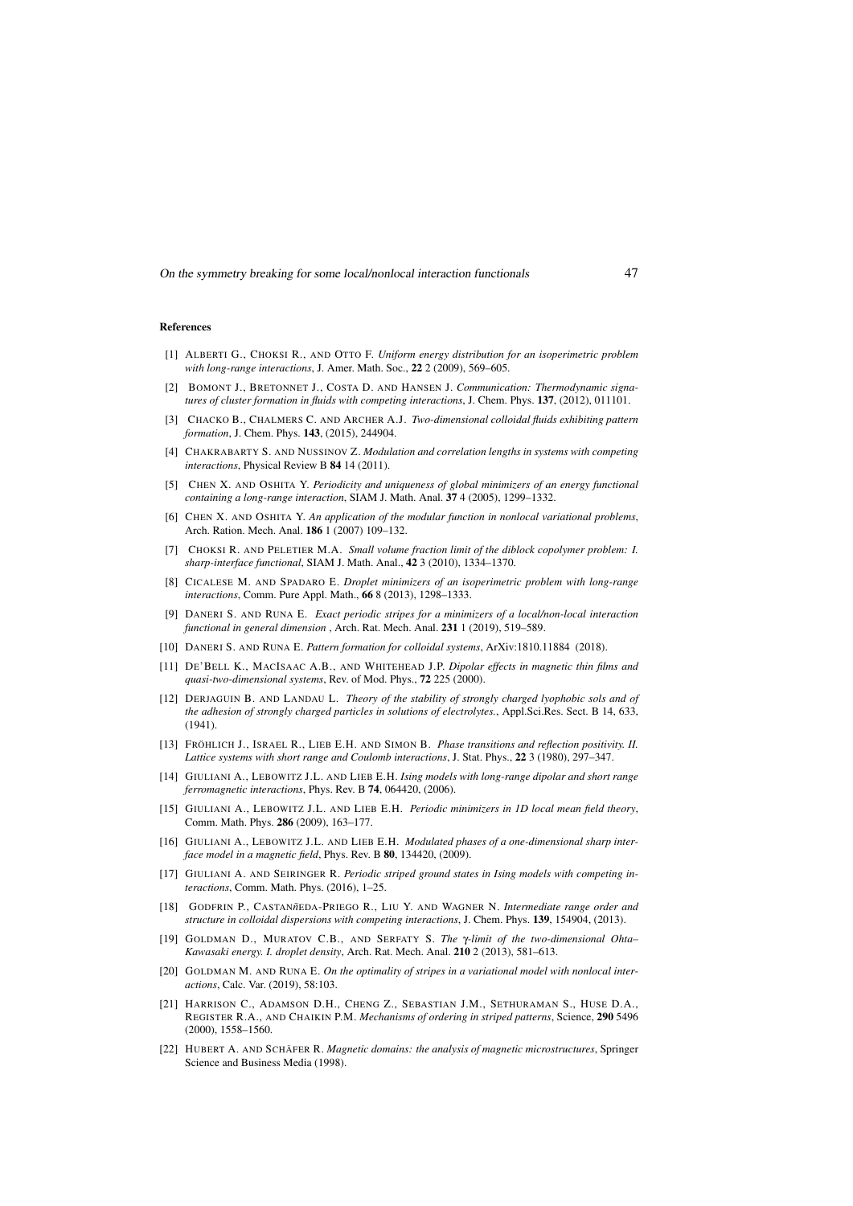#### References

[1] ALBERTI G., CHOKSI R., AND OTTO F. *Uniform energy distribution for an isoperimetric problem with long-range interactions*, J. Amer. Math. Soc., **22** 2 (2009), 569–605.

[2] BOMONT J., BRETONNET J., COSTA D. AND HANSEN J. *Communication: Thermodynamic signatures of cluster formation in fluids with competing interactions*, J. Chem. Phys. **137**, (2012), 011101.

[3] CHACKO B., CHALMERS C. AND ARCHER A.J. *Two-dimensional colloidal fluids exhibiting pattern formation*, J. Chem. Phys. **143**, (2015), 244904.

[4] CHAKRABARTY S. AND NUSSINOV Z. *Modulation and correlation lengths in systems with competing interactions*, Physical Review B **84** 14 (2011).

[5] CHEN X. AND OSHITA Y. *Periodicity and uniqueness of global minimizers of an energy functional containing a long-range interaction*, SIAM J. Math. Anal. **37** 4 (2005), 1299–1332.

[6] CHEN X. AND OSHITA Y. *An application of the modular function in nonlocal variational problems*, Arch. Ration. Mech. Anal. **186** 1 (2007) 109–132.

[7] CHOKSI R. AND PELETIER M.A. *Small volume fraction limit of the diblock copolymer problem: I. sharp-interface functional*, SIAM J. Math. Anal., **42** 3 (2010), 1334–1370.

[8] CICALESE M. AND SPADARO E. *Droplet minimizers of an isoperimetric problem with long-range interactions*, Comm. Pure Appl. Math., **66** 8 (2013), 1298–1333.

[9] DANERI S. AND RUNA E. *Exact periodic stripes for a minimizers of a local/non-local interaction functional in general dimension* , Arch. Rat. Mech. Anal. **231** 1 (2019), 519–589.

[10] DANERI S. AND RUNA E. *Pattern formation for colloidal systems*, ArXiv:1810.11884 (2018).

[11] DE'BELL K., MACISAAC A.B., AND WHITEHEAD J.P. *Dipolar effects in magnetic thin films and quasi-two-dimensional systems*, Rev. of Mod. Phys., **72** 225 (2000).

[12] DERJAGUIN B. AND LANDAU L. *Theory of the stability of strongly charged lyophobic sols and of the adhesion of strongly charged particles in solutions of electrolytes.*, Appl.Sci.Res. Sect. B 14, 633, (1941).

[13] FRÖHLICH J., ISRAEL R., LIEB E.H. AND SIMON B. *Phase transitions and reflection positivity. II. Lattice systems with short range and Coulomb interactions*, J. Stat. Phys., **22** 3 (1980), 297–347.

[14] GIULIANI A., LEBOWITZ J.L. AND LIEB E.H. *Ising models with long-range dipolar and short range ferromagnetic interactions*, Phys. Rev. B **74**, 064420, (2006).

[15] GIULIANI A., LEBOWITZ J.L. AND LIEB E.H. *Periodic minimizers in 1D local mean field theory*, Comm. Math. Phys. **286** (2009), 163–177.

[16] GIULIANI A., LEBOWITZ J.L. AND LIEB E.H. *Modulated phases of a one-dimensional sharp interface model in a magnetic field*, Phys. Rev. B **80**, 134420, (2009).

[17] GIULIANI A. AND SEIRINGER R. *Periodic striped ground states in Ising models with competing interactions*, Comm. Math. Phys. (2016), 1–25.

[18] GODFRIN P., CASTANÑEDA-PRIEGO R., LIU Y. AND WAGNER N. *Intermediate range order and structure in colloidal dispersions with competing interactions*, J. Chem. Phys. **139**, 154904, (2013).

[19] GOLDMAN D., MURATOV C.B., AND SERFATY S. *The $\gamma$-limit of the two-dimensional Ohta–Kawasaki energy. I. droplet density*, Arch. Rat. Mech. Anal. **210** 2 (2013), 581–613.

[20] GOLDMAN M. AND RUNA E. *On the optimality of stripes in a variational model with nonlocal interactions*, Calc. Var. (2019), 58:103.

[21] HARRISON C., ADAMSON D.H., CHENG Z., SEBASTIAN J.M., SETHURAMAN S., HUSE D.A., REGISTER R.A., AND CHAIKIN P.M. *Mechanisms of ordering in striped patterns*, Science, **290** 5496 (2000), 1558–1560.

[22] HUBERT A. AND SCHÄFER R. *Magnetic domains: the analysis of magnetic microstructures*, Springer Science and Business Media (1998).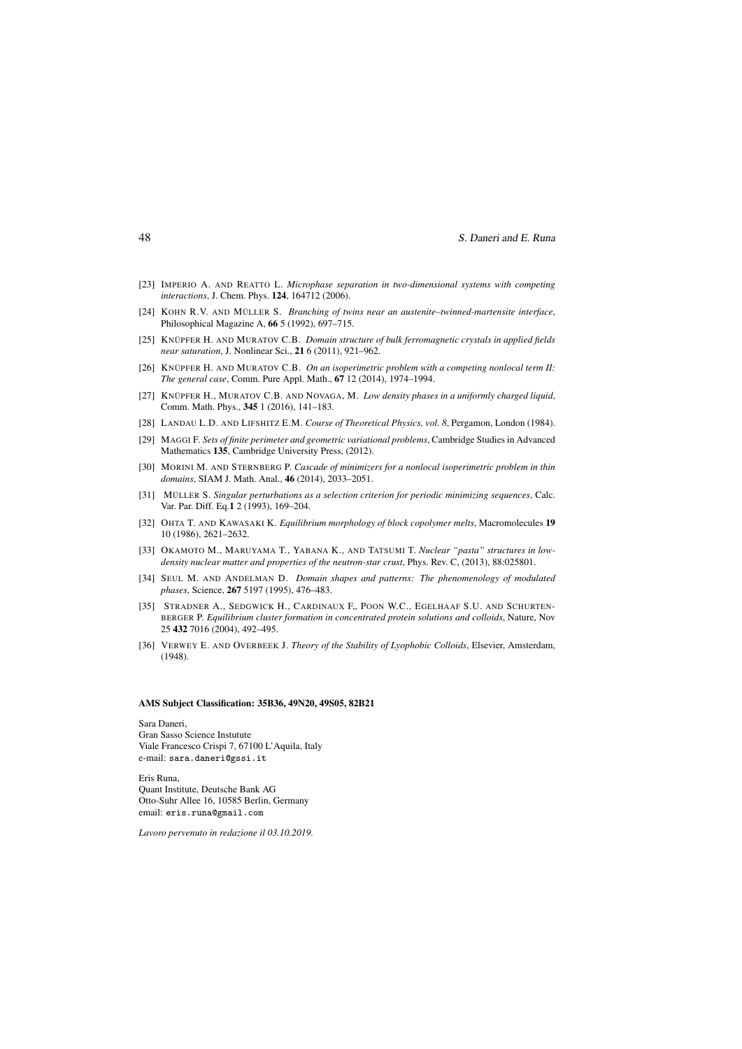[23] Imperio A. and Reatto L. *Microphase separation in two-dimensional systems with competing interactions*, J. Chem. Phys. **124**, 164712 (2006).

[24] Kohn R.V. and Müller S. *Branching of twins near an austenite–twinned-martensite interface*, Philosophical Magazine A, **66** 5 (1992), 697–715.

[25] Knüpfer H. and Muratov C.B. *Domain structure of bulk ferromagnetic crystals in applied fields near saturation*, J. Nonlinear Sci., **21** 6 (2011), 921–962.

[26] Knüpfer H. and Muratov C.B. *On an isoperimetric problem with a competing nonlocal term II: The general case*, Comm. Pure Appl. Math., **67** 12 (2014), 1974–1994.

[27] Knüpfer H., Muratov C.B. and Novaga, M. *Low density phases in a uniformly charged liquid*, Comm. Math. Phys., **345** 1 (2016), 141–183.

[28] Landau L.D. and Lifshitz E.M. *Course of Theoretical Physics, vol. 8*, Pergamon, London (1984).

[29] Maggi F. *Sets of finite perimeter and geometric variational problems*, Cambridge Studies in Advanced Mathematics **135**, Cambridge University Press, (2012).

[30] Morini M. and Sternberg P. *Cascade of minimizers for a nonlocal isoperimetric problem in thin domains*, SIAM J. Math. Anal., **46** (2014), 2033–2051.

[31] Müller S. *Singular perturbations as a selection criterion for periodic minimizing sequences*, Calc. Var. Par. Diff. Eq.**1** 2 (1993), 169–204.

[32] Ohta T. and Kawasaki K. *Equilibrium morphology of block copolymer melts*, Macromolecules **19** 10 (1986), 2621–2632.

[33] Okamoto M., Maruyama T., Yabana K., and Tatsumi T. *Nuclear "pasta" structures in low-density nuclear matter and properties of the neutron-star crust*, Phys. Rev. C, (2013), 88:025801.

[34] Seul M. and Andelman D. *Domain shapes and patterns: The phenomenology of modulated phases*, Science, **267** 5197 (1995), 476–483.

[35] Stradner A., Sedgwick H., Cardinaux F,, Poon W.C., Egelhaaf S.U. and Schurtenberger P. *Equilibrium cluster formation in concentrated protein solutions and colloids*, Nature, Nov 25 **432** 7016 (2004), 492–495.

[36] Verwey E. and Overbeek J. *Theory of the Stability of Lyophobic Colloids*, Elsevier, Amsterdam, (1948).

**AMS Subject Classification: 35B36, 49N20, 49S05, 82B21**

Sara Daneri,
Gran Sasso Science Instutute
Viale Francesco Crispi 7, 67100 L'Aquila, Italy
e-mail: sara.daneri@gssi.it

Eris Runa,
Quant Institute, Deutsche Bank AG
Otto-Suhr Allee 16, 10585 Berlin, Germany
email: eris.runa@gmail.com

*Lavoro pervenuto in redazione il 03.10.2019.*